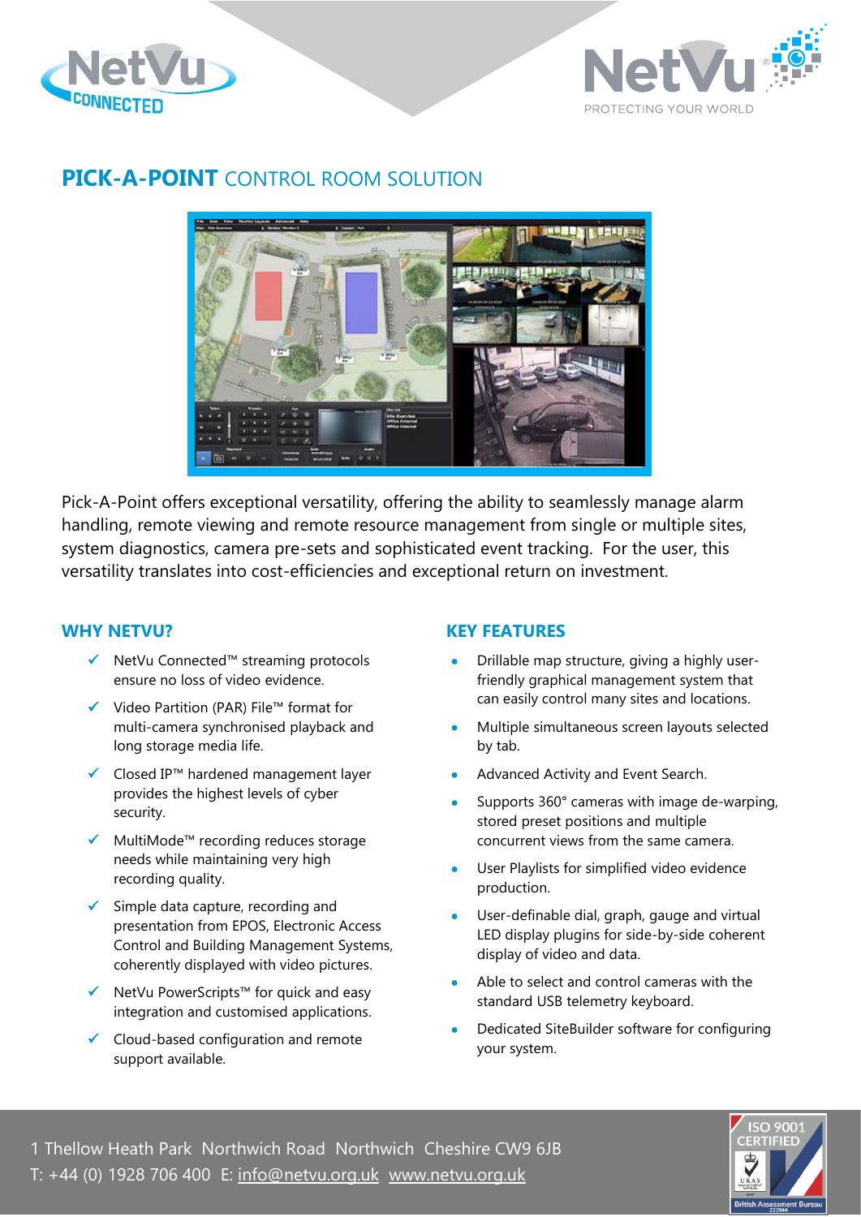# **PICK-A-POINT** CONTROL ROOM SOLUTION

Pick-A-Point offers exceptional versatility, offering the ability to seamlessly manage alarm handling, remote viewing and remote resource management from single or multiple sites, system diagnostics, camera pre-sets and sophisticated event tracking. For the user, this versatility translates into cost-efficiencies and exceptional return on investment.

## WHY NETVU?

- ✓ NetVu Connected™ streaming protocols ensure no loss of video evidence.
- ✓ Video Partition (PAR) File™ format for multi-camera synchronised playback and long storage media life.
- ✓ Closed IP™ hardened management layer provides the highest levels of cyber security.
- ✓ MultiMode™ recording reduces storage needs while maintaining very high recording quality.
- ✓ Simple data capture, recording and presentation from EPOS, Electronic Access Control and Building Management Systems, coherently displayed with video pictures.
- ✓ NetVu PowerScripts™ for quick and easy integration and customised applications.
- ✓ Cloud-based configuration and remote support available.

## KEY FEATURES

- Drillable map structure, giving a highly user-friendly graphical management system that can easily control many sites and locations.
- Multiple simultaneous screen layouts selected by tab.
- Advanced Activity and Event Search.
- Supports 360° cameras with image de-warping, stored preset positions and multiple concurrent views from the same camera.
- User Playlists for simplified video evidence production.
- User-definable dial, graph, gauge and virtual LED display plugins for side-by-side coherent display of video and data.
- Able to select and control cameras with the standard USB telemetry keyboard.
- Dedicated SiteBuilder software for configuring your system.

1 Thellow Heath Park Northwich Road Northwich Cheshire CW9 6JB
T: +44 (0) 1928 706 400 E: info@netvu.org.uk www.netvu.org.uk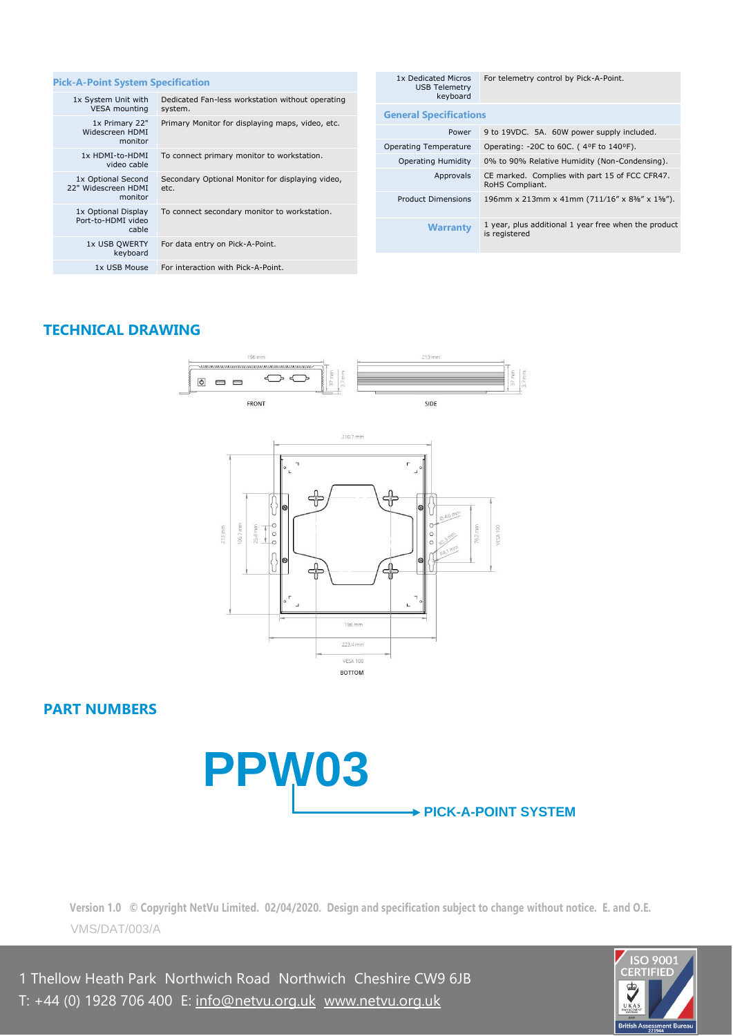## Pick-A-Point System Specification

| | |
|---|---|
| 1x System Unit with VESA mounting | Dedicated Fan-less workstation without operating system. |
| 1x Primary 22" Widescreen HDMI monitor | Primary Monitor for displaying maps, video, etc. |
| 1x HDMI-to-HDMI video cable | To connect primary monitor to workstation. |
| 1x Optional Second 22" Widescreen HDMI monitor | Secondary Optional Monitor for displaying video, etc. |
| 1x Optional Display Port-to-HDMI video cable | To connect secondary monitor to workstation. |
| 1x USB QWERTY keyboard | For data entry on Pick-A-Point. |
| 1x USB Mouse | For interaction with Pick-A-Point. |
| 1x Dedicated Micros USB Telemetry keyboard | For telemetry control by Pick-A-Point. |

## General Specifications

| | |
|---|---|
| Power | 9 to 19VDC. 5A. 60W power supply included. |
| Operating Temperature | Operating: -20C to 60C. ( 4ºF to 140ºF). |
| Operating Humidity | 0% to 90% Relative Humidity (Non-Condensing). |
| Approvals | CE marked. Complies with part 15 of FCC CFR47. RoHS Compliant. |
| Product Dimensions | 196mm x 213mm x 41mm (711/16" x 8⅜" x 1⅝"). |
| **Warranty** | 1 year, plus additional 1 year free when the product is registered |

## TECHNICAL DRAWING

196 mm
37 mm
3.7 mm
FRONT

213 mm
37 mm
3.7 mm
SIDE

210.7 mm
213 mm
106.7 mm
25.4 mm
Ø 4.6 mm
Ø 3 mm
R4.1 mm
76.2 mm
VESA 100
196 mm
223.4 mm
VESA 100
BOTTOM

## PART NUMBERS

**PPW03** → **PICK-A-POINT SYSTEM**

Version 1.0 © Copyright NetVu Limited. 02/04/2020. Design and specification subject to change without notice. E. and O.E.

VMS/DAT/003/A

1 Thellow Heath Park Northwich Road Northwich Cheshire CW9 6JB
T: +44 (0) 1928 706 400 E: info@netvu.org.uk www.netvu.org.uk

ISO 9001 CERTIFIED
British Assessment Bureau